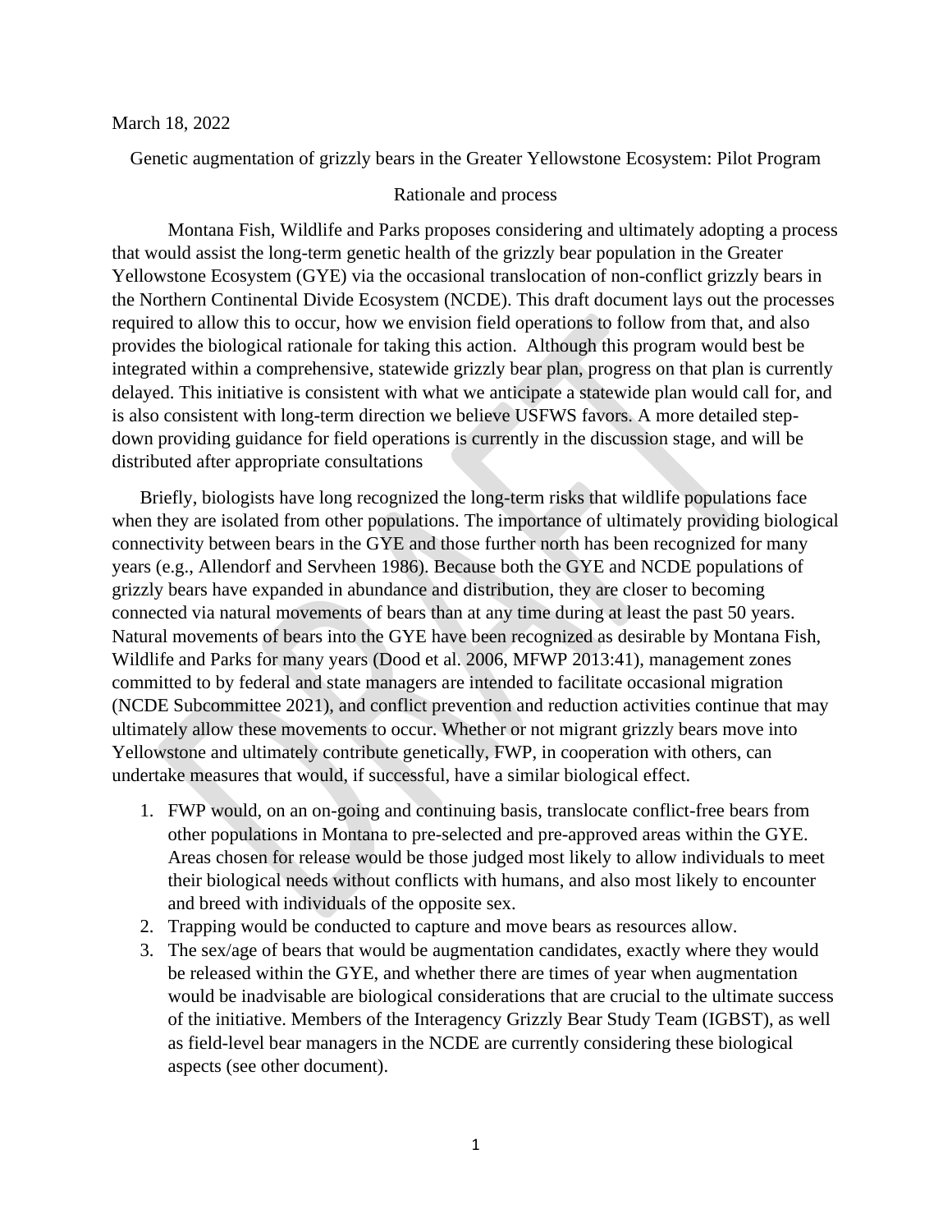March 18, 2022

Genetic augmentation of grizzly bears in the Greater Yellowstone Ecosystem: Pilot Program

Rationale and process

Montana Fish, Wildlife and Parks proposes considering and ultimately adopting a process that would assist the long-term genetic health of the grizzly bear population in the Greater Yellowstone Ecosystem (GYE) via the occasional translocation of non-conflict grizzly bears in the Northern Continental Divide Ecosystem (NCDE). This draft document lays out the processes required to allow this to occur, how we envision field operations to follow from that, and also provides the biological rationale for taking this action. Although this program would best be integrated within a comprehensive, statewide grizzly bear plan, progress on that plan is currently delayed. This initiative is consistent with what we anticipate a statewide plan would call for, and is also consistent with long-term direction we believe USFWS favors. A more detailed step-down providing guidance for field operations is currently in the discussion stage, and will be distributed after appropriate consultations

Briefly, biologists have long recognized the long-term risks that wildlife populations face when they are isolated from other populations. The importance of ultimately providing biological connectivity between bears in the GYE and those further north has been recognized for many years (e.g., Allendorf and Servheen 1986). Because both the GYE and NCDE populations of grizzly bears have expanded in abundance and distribution, they are closer to becoming connected via natural movements of bears than at any time during at least the past 50 years. Natural movements of bears into the GYE have been recognized as desirable by Montana Fish, Wildlife and Parks for many years (Dood et al. 2006, MFWP 2013:41), management zones committed to by federal and state managers are intended to facilitate occasional migration (NCDE Subcommittee 2021), and conflict prevention and reduction activities continue that may ultimately allow these movements to occur. Whether or not migrant grizzly bears move into Yellowstone and ultimately contribute genetically, FWP, in cooperation with others, can undertake measures that would, if successful, have a similar biological effect.

1. FWP would, on an on-going and continuing basis, translocate conflict-free bears from other populations in Montana to pre-selected and pre-approved areas within the GYE. Areas chosen for release would be those judged most likely to allow individuals to meet their biological needs without conflicts with humans, and also most likely to encounter and breed with individuals of the opposite sex.
2. Trapping would be conducted to capture and move bears as resources allow.
3. The sex/age of bears that would be augmentation candidates, exactly where they would be released within the GYE, and whether there are times of year when augmentation would be inadvisable are biological considerations that are crucial to the ultimate success of the initiative. Members of the Interagency Grizzly Bear Study Team (IGBST), as well as field-level bear managers in the NCDE are currently considering these biological aspects (see other document).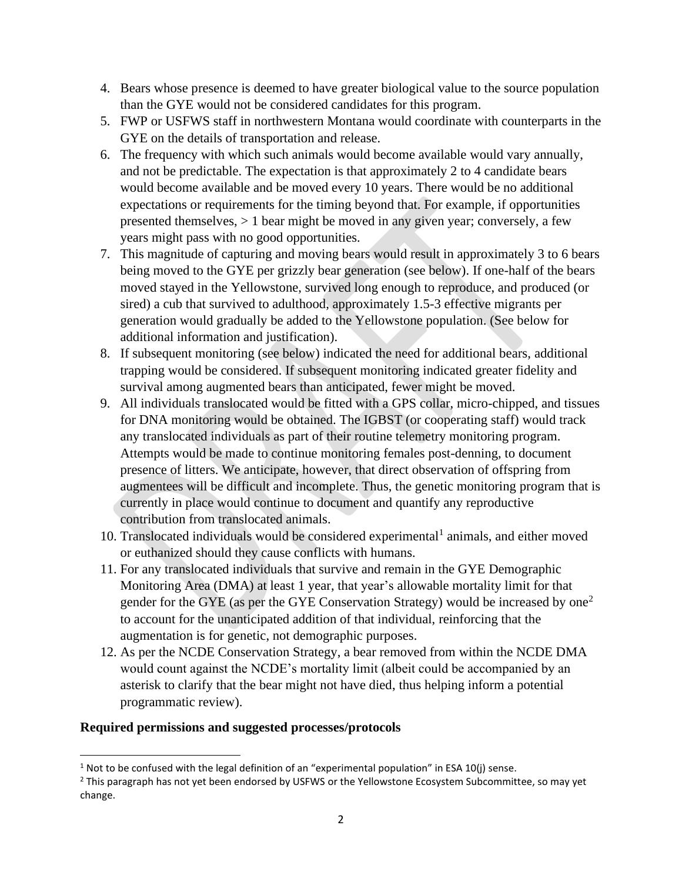4. Bears whose presence is deemed to have greater biological value to the source population than the GYE would not be considered candidates for this program.
5. FWP or USFWS staff in northwestern Montana would coordinate with counterparts in the GYE on the details of transportation and release.
6. The frequency with which such animals would become available would vary annually, and not be predictable. The expectation is that approximately 2 to 4 candidate bears would become available and be moved every 10 years. There would be no additional expectations or requirements for the timing beyond that. For example, if opportunities presented themselves, > 1 bear might be moved in any given year; conversely, a few years might pass with no good opportunities.
7. This magnitude of capturing and moving bears would result in approximately 3 to 6 bears being moved to the GYE per grizzly bear generation (see below). If one-half of the bears moved stayed in the Yellowstone, survived long enough to reproduce, and produced (or sired) a cub that survived to adulthood, approximately 1.5-3 effective migrants per generation would gradually be added to the Yellowstone population. (See below for additional information and justification).
8. If subsequent monitoring (see below) indicated the need for additional bears, additional trapping would be considered. If subsequent monitoring indicated greater fidelity and survival among augmented bears than anticipated, fewer might be moved.
9. All individuals translocated would be fitted with a GPS collar, micro-chipped, and tissues for DNA monitoring would be obtained. The IGBST (or cooperating staff) would track any translocated individuals as part of their routine telemetry monitoring program. Attempts would be made to continue monitoring females post-denning, to document presence of litters. We anticipate, however, that direct observation of offspring from augmentees will be difficult and incomplete. Thus, the genetic monitoring program that is currently in place would continue to document and quantify any reproductive contribution from translocated animals.
10. Translocated individuals would be considered experimental[1] animals, and either moved or euthanized should they cause conflicts with humans.
11. For any translocated individuals that survive and remain in the GYE Demographic Monitoring Area (DMA) at least 1 year, that year's allowable mortality limit for that gender for the GYE (as per the GYE Conservation Strategy) would be increased by one[2] to account for the unanticipated addition of that individual, reinforcing that the augmentation is for genetic, not demographic purposes.
12. As per the NCDE Conservation Strategy, a bear removed from within the NCDE DMA would count against the NCDE's mortality limit (albeit could be accompanied by an asterisk to clarify that the bear might not have died, thus helping inform a potential programmatic review).

**Required permissions and suggested processes/protocols**

[1] Not to be confused with the legal definition of an "experimental population" in ESA 10(j) sense.

[2] This paragraph has not yet been endorsed by USFWS or the Yellowstone Ecosystem Subcommittee, so may yet change.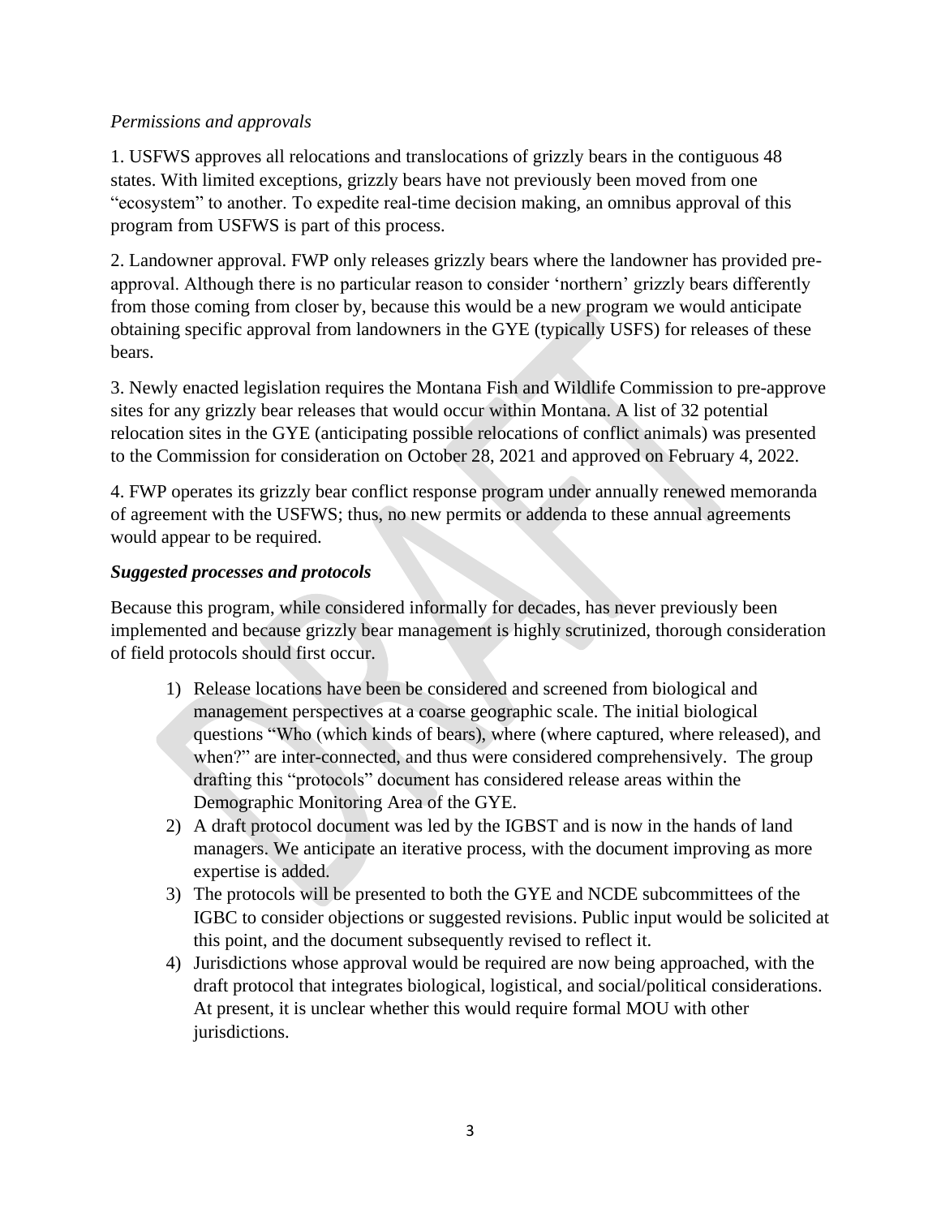*Permissions and approvals*

1. USFWS approves all relocations and translocations of grizzly bears in the contiguous 48 states. With limited exceptions, grizzly bears have not previously been moved from one "ecosystem" to another. To expedite real-time decision making, an omnibus approval of this program from USFWS is part of this process.

2. Landowner approval. FWP only releases grizzly bears where the landowner has provided pre-approval. Although there is no particular reason to consider 'northern' grizzly bears differently from those coming from closer by, because this would be a new program we would anticipate obtaining specific approval from landowners in the GYE (typically USFS) for releases of these bears.

3. Newly enacted legislation requires the Montana Fish and Wildlife Commission to pre-approve sites for any grizzly bear releases that would occur within Montana. A list of 32 potential relocation sites in the GYE (anticipating possible relocations of conflict animals) was presented to the Commission for consideration on October 28, 2021 and approved on February 4, 2022.

4. FWP operates its grizzly bear conflict response program under annually renewed memoranda of agreement with the USFWS; thus, no new permits or addenda to these annual agreements would appear to be required.

***Suggested processes and protocols***

Because this program, while considered informally for decades, has never previously been implemented and because grizzly bear management is highly scrutinized, thorough consideration of field protocols should first occur.

1) Release locations have been be considered and screened from biological and management perspectives at a coarse geographic scale. The initial biological questions "Who (which kinds of bears), where (where captured, where released), and when?" are inter-connected, and thus were considered comprehensively. The group drafting this "protocols" document has considered release areas within the Demographic Monitoring Area of the GYE.
2) A draft protocol document was led by the IGBST and is now in the hands of land managers. We anticipate an iterative process, with the document improving as more expertise is added.
3) The protocols will be presented to both the GYE and NCDE subcommittees of the IGBC to consider objections or suggested revisions. Public input would be solicited at this point, and the document subsequently revised to reflect it.
4) Jurisdictions whose approval would be required are now being approached, with the draft protocol that integrates biological, logistical, and social/political considerations. At present, it is unclear whether this would require formal MOU with other jurisdictions.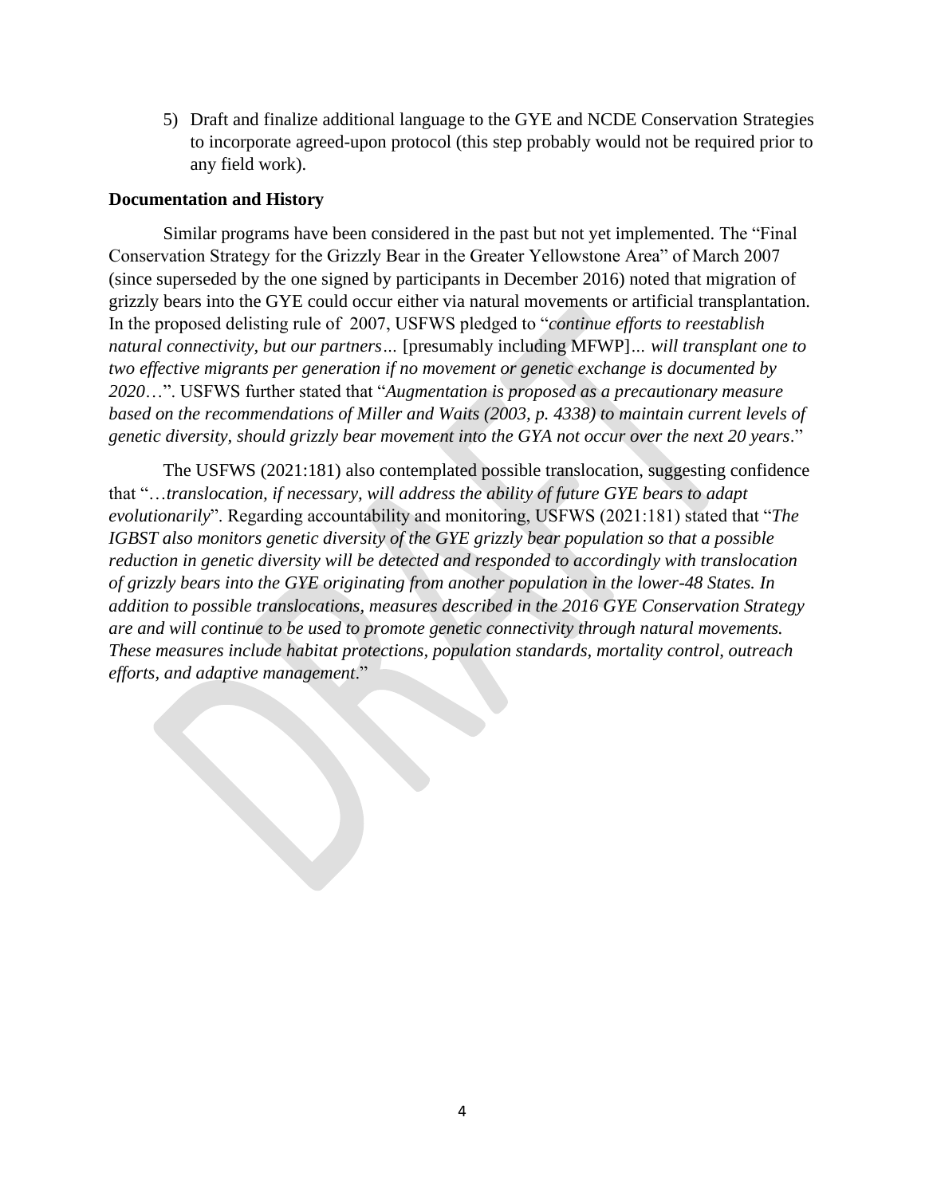5) Draft and finalize additional language to the GYE and NCDE Conservation Strategies to incorporate agreed-upon protocol (this step probably would not be required prior to any field work).

**Documentation and History**

Similar programs have been considered in the past but not yet implemented. The "Final Conservation Strategy for the Grizzly Bear in the Greater Yellowstone Area" of March 2007 (since superseded by the one signed by participants in December 2016) noted that migration of grizzly bears into the GYE could occur either via natural movements or artificial transplantation. In the proposed delisting rule of 2007, USFWS pledged to "*continue efforts to reestablish natural connectivity, but our partners…* [presumably including MFWP]*… will transplant one to two effective migrants per generation if no movement or genetic exchange is documented by 2020*…". USFWS further stated that "*Augmentation is proposed as a precautionary measure based on the recommendations of Miller and Waits (2003, p. 4338) to maintain current levels of genetic diversity, should grizzly bear movement into the GYA not occur over the next 20 years*."

The USFWS (2021:181) also contemplated possible translocation, suggesting confidence that "*…translocation, if necessary, will address the ability of future GYE bears to adapt evolutionarily*". Regarding accountability and monitoring, USFWS (2021:181) stated that "*The IGBST also monitors genetic diversity of the GYE grizzly bear population so that a possible reduction in genetic diversity will be detected and responded to accordingly with translocation of grizzly bears into the GYE originating from another population in the lower-48 States. In addition to possible translocations, measures described in the 2016 GYE Conservation Strategy are and will continue to be used to promote genetic connectivity through natural movements. These measures include habitat protections, population standards, mortality control, outreach efforts, and adaptive management*."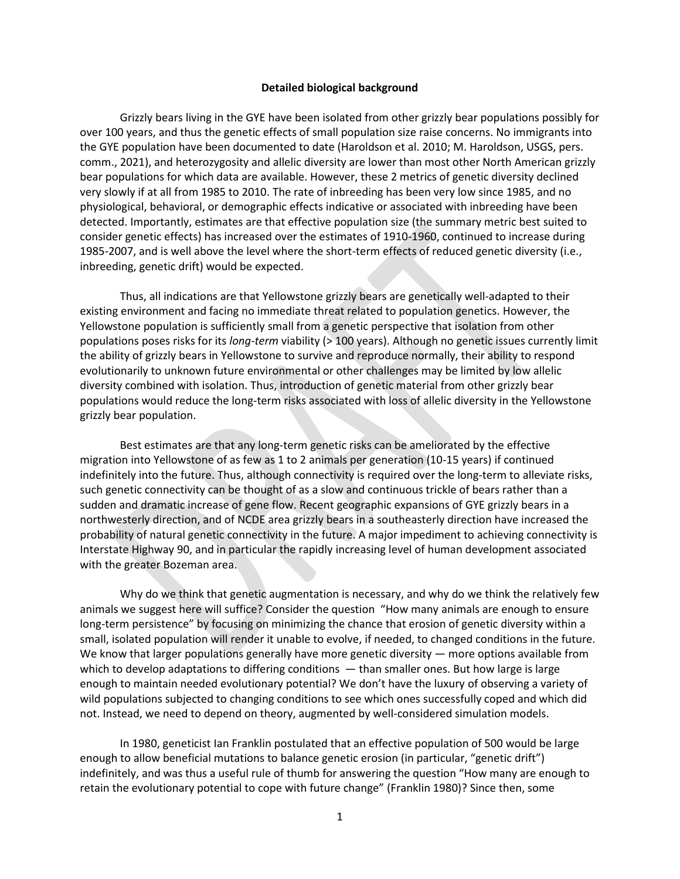**Detailed biological background**

Grizzly bears living in the GYE have been isolated from other grizzly bear populations possibly for over 100 years, and thus the genetic effects of small population size raise concerns. No immigrants into the GYE population have been documented to date (Haroldson et al. 2010; M. Haroldson, USGS, pers. comm., 2021), and heterozygosity and allelic diversity are lower than most other North American grizzly bear populations for which data are available. However, these 2 metrics of genetic diversity declined very slowly if at all from 1985 to 2010. The rate of inbreeding has been very low since 1985, and no physiological, behavioral, or demographic effects indicative or associated with inbreeding have been detected. Importantly, estimates are that effective population size (the summary metric best suited to consider genetic effects) has increased over the estimates of 1910-1960, continued to increase during 1985-2007, and is well above the level where the short-term effects of reduced genetic diversity (i.e., inbreeding, genetic drift) would be expected.

Thus, all indications are that Yellowstone grizzly bears are genetically well-adapted to their existing environment and facing no immediate threat related to population genetics. However, the Yellowstone population is sufficiently small from a genetic perspective that isolation from other populations poses risks for its *long-term* viability (> 100 years). Although no genetic issues currently limit the ability of grizzly bears in Yellowstone to survive and reproduce normally, their ability to respond evolutionarily to unknown future environmental or other challenges may be limited by low allelic diversity combined with isolation. Thus, introduction of genetic material from other grizzly bear populations would reduce the long-term risks associated with loss of allelic diversity in the Yellowstone grizzly bear population.

Best estimates are that any long-term genetic risks can be ameliorated by the effective migration into Yellowstone of as few as 1 to 2 animals per generation (10-15 years) if continued indefinitely into the future. Thus, although connectivity is required over the long-term to alleviate risks, such genetic connectivity can be thought of as a slow and continuous trickle of bears rather than a sudden and dramatic increase of gene flow. Recent geographic expansions of GYE grizzly bears in a northwesterly direction, and of NCDE area grizzly bears in a southeasterly direction have increased the probability of natural genetic connectivity in the future. A major impediment to achieving connectivity is Interstate Highway 90, and in particular the rapidly increasing level of human development associated with the greater Bozeman area.

Why do we think that genetic augmentation is necessary, and why do we think the relatively few animals we suggest here will suffice? Consider the question "How many animals are enough to ensure long-term persistence" by focusing on minimizing the chance that erosion of genetic diversity within a small, isolated population will render it unable to evolve, if needed, to changed conditions in the future. We know that larger populations generally have more genetic diversity — more options available from which to develop adaptations to differing conditions — than smaller ones. But how large is large enough to maintain needed evolutionary potential? We don't have the luxury of observing a variety of wild populations subjected to changing conditions to see which ones successfully coped and which did not. Instead, we need to depend on theory, augmented by well-considered simulation models.

In 1980, geneticist Ian Franklin postulated that an effective population of 500 would be large enough to allow beneficial mutations to balance genetic erosion (in particular, "genetic drift") indefinitely, and was thus a useful rule of thumb for answering the question "How many are enough to retain the evolutionary potential to cope with future change" (Franklin 1980)? Since then, some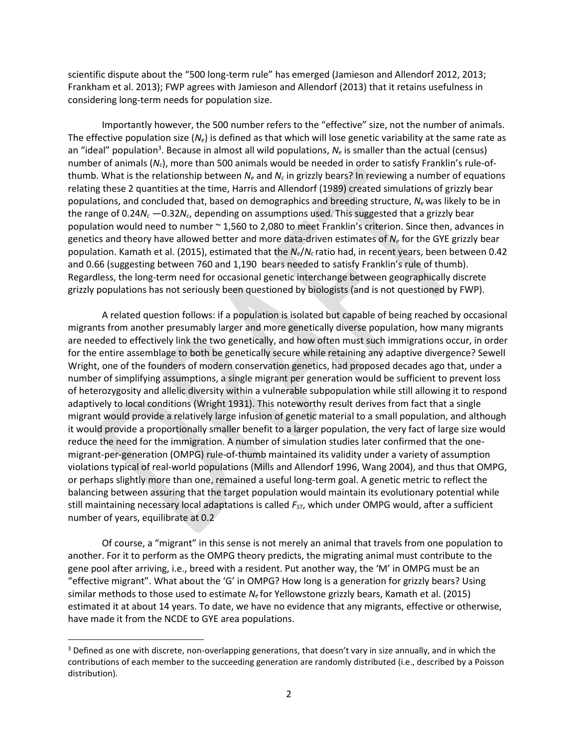scientific dispute about the "500 long-term rule" has emerged (Jamieson and Allendorf 2012, 2013; Frankham et al. 2013); FWP agrees with Jamieson and Allendorf (2013) that it retains usefulness in considering long-term needs for population size.

Importantly however, the 500 number refers to the "effective" size, not the number of animals. The effective population size ($N_e$) is defined as that which will lose genetic variability at the same rate as an "ideal" population[3]. Because in almost all wild populations, $N_e$ is smaller than the actual (census) number of animals ($N_c$), more than 500 animals would be needed in order to satisfy Franklin's rule-of-thumb. What is the relationship between $N_e$ and $N_c$ in grizzly bears? In reviewing a number of equations relating these 2 quantities at the time, Harris and Allendorf (1989) created simulations of grizzly bear populations, and concluded that, based on demographics and breeding structure, $N_e$ was likely to be in the range of $0.24N_c$ —$0.32N_c$, depending on assumptions used. This suggested that a grizzly bear population would need to number ~ 1,560 to 2,080 to meet Franklin's criterion. Since then, advances in genetics and theory have allowed better and more data-driven estimates of $N_e$ for the GYE grizzly bear population. Kamath et al. (2015), estimated that the $N_e/N_c$ ratio had, in recent years, been between 0.42 and 0.66 (suggesting between 760 and 1,190 bears needed to satisfy Franklin's rule of thumb). Regardless, the long-term need for occasional genetic interchange between geographically discrete grizzly populations has not seriously been questioned by biologists (and is not questioned by FWP).

A related question follows: if a population is isolated but capable of being reached by occasional migrants from another presumably larger and more genetically diverse population, how many migrants are needed to effectively link the two genetically, and how often must such immigrations occur, in order for the entire assemblage to both be genetically secure while retaining any adaptive divergence? Sewell Wright, one of the founders of modern conservation genetics, had proposed decades ago that, under a number of simplifying assumptions, a single migrant per generation would be sufficient to prevent loss of heterozygosity and allelic diversity within a vulnerable subpopulation while still allowing it to respond adaptively to local conditions (Wright 1931). This noteworthy result derives from fact that a single migrant would provide a relatively large infusion of genetic material to a small population, and although it would provide a proportionally smaller benefit to a larger population, the very fact of large size would reduce the need for the immigration. A number of simulation studies later confirmed that the one-migrant-per-generation (OMPG) rule-of-thumb maintained its validity under a variety of assumption violations typical of real-world populations (Mills and Allendorf 1996, Wang 2004), and thus that OMPG, or perhaps slightly more than one, remained a useful long-term goal. A genetic metric to reflect the balancing between assuring that the target population would maintain its evolutionary potential while still maintaining necessary local adaptations is called $F_{ST}$, which under OMPG would, after a sufficient number of years, equilibrate at 0.2

Of course, a "migrant" in this sense is not merely an animal that travels from one population to another. For it to perform as the OMPG theory predicts, the migrating animal must contribute to the gene pool after arriving, i.e., breed with a resident. Put another way, the 'M' in OMPG must be an "effective migrant". What about the 'G' in OMPG? How long is a generation for grizzly bears? Using similar methods to those used to estimate $N_e$ for Yellowstone grizzly bears, Kamath et al. (2015) estimated it at about 14 years. To date, we have no evidence that any migrants, effective or otherwise, have made it from the NCDE to GYE area populations.

---

[3] Defined as one with discrete, non-overlapping generations, that doesn't vary in size annually, and in which the contributions of each member to the succeeding generation are randomly distributed (i.e., described by a Poisson distribution).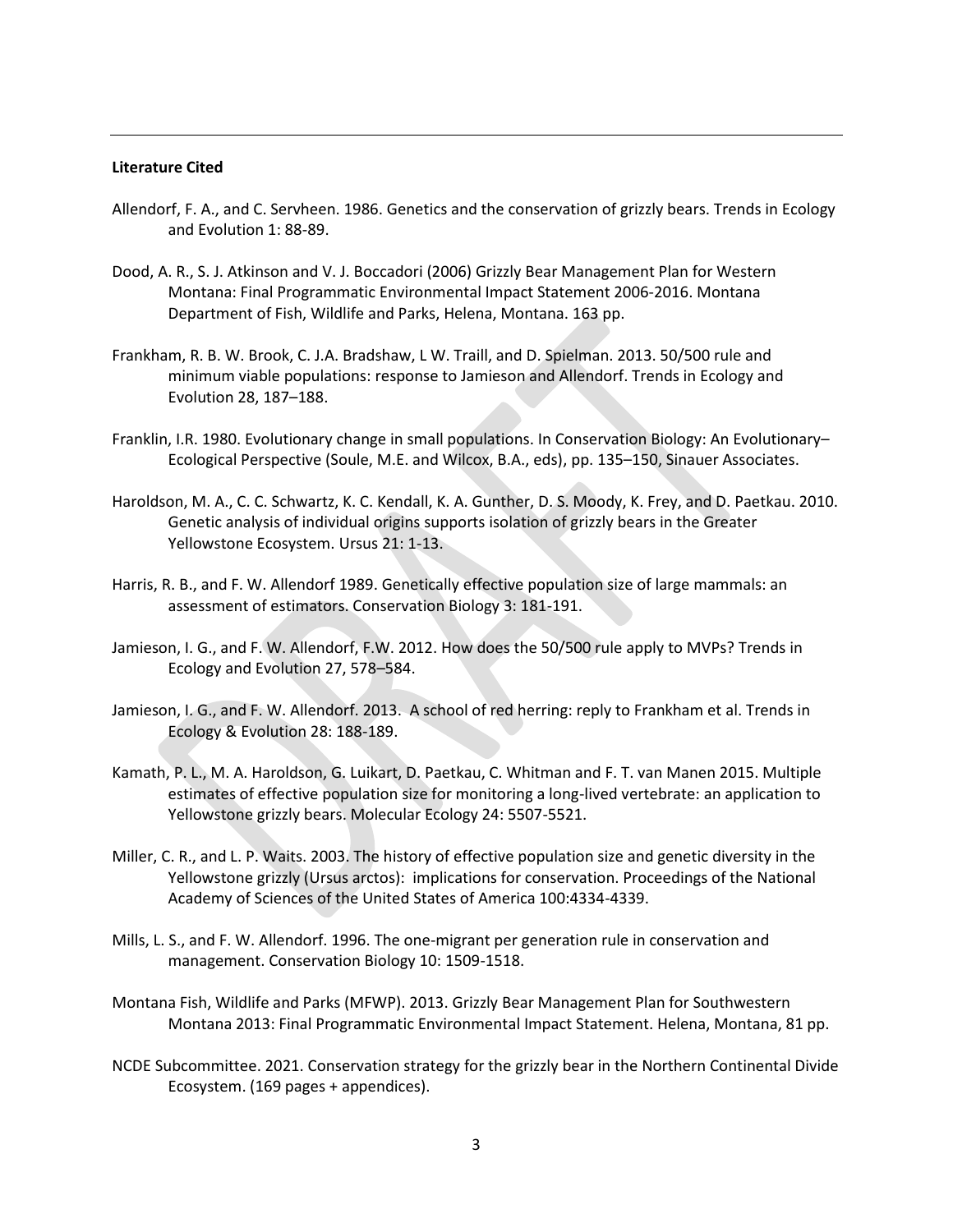**Literature Cited**

Allendorf, F. A., and C. Servheen. 1986. Genetics and the conservation of grizzly bears. Trends in Ecology and Evolution 1: 88-89.

Dood, A. R., S. J. Atkinson and V. J. Boccadori (2006) Grizzly Bear Management Plan for Western Montana: Final Programmatic Environmental Impact Statement 2006-2016. Montana Department of Fish, Wildlife and Parks, Helena, Montana. 163 pp.

Frankham, R. B. W. Brook, C. J.A. Bradshaw, L W. Traill, and D. Spielman. 2013. 50/500 rule and minimum viable populations: response to Jamieson and Allendorf. Trends in Ecology and Evolution 28, 187–188.

Franklin, I.R. 1980. Evolutionary change in small populations. In Conservation Biology: An Evolutionary–Ecological Perspective (Soule, M.E. and Wilcox, B.A., eds), pp. 135–150, Sinauer Associates.

Haroldson, M. A., C. C. Schwartz, K. C. Kendall, K. A. Gunther, D. S. Moody, K. Frey, and D. Paetkau. 2010. Genetic analysis of individual origins supports isolation of grizzly bears in the Greater Yellowstone Ecosystem. Ursus 21: 1-13.

Harris, R. B., and F. W. Allendorf 1989. Genetically effective population size of large mammals: an assessment of estimators. Conservation Biology 3: 181-191.

Jamieson, I. G., and F. W. Allendorf, F.W. 2012. How does the 50/500 rule apply to MVPs? Trends in Ecology and Evolution 27, 578–584.

Jamieson, I. G., and F. W. Allendorf. 2013. A school of red herring: reply to Frankham et al. Trends in Ecology & Evolution 28: 188-189.

Kamath, P. L., M. A. Haroldson, G. Luikart, D. Paetkau, C. Whitman and F. T. van Manen 2015. Multiple estimates of effective population size for monitoring a long-lived vertebrate: an application to Yellowstone grizzly bears. Molecular Ecology 24: 5507-5521.

Miller, C. R., and L. P. Waits. 2003. The history of effective population size and genetic diversity in the Yellowstone grizzly (Ursus arctos): implications for conservation. Proceedings of the National Academy of Sciences of the United States of America 100:4334-4339.

Mills, L. S., and F. W. Allendorf. 1996. The one-migrant per generation rule in conservation and management. Conservation Biology 10: 1509-1518.

Montana Fish, Wildlife and Parks (MFWP). 2013. Grizzly Bear Management Plan for Southwestern Montana 2013: Final Programmatic Environmental Impact Statement. Helena, Montana, 81 pp.

NCDE Subcommittee. 2021. Conservation strategy for the grizzly bear in the Northern Continental Divide Ecosystem. (169 pages + appendices).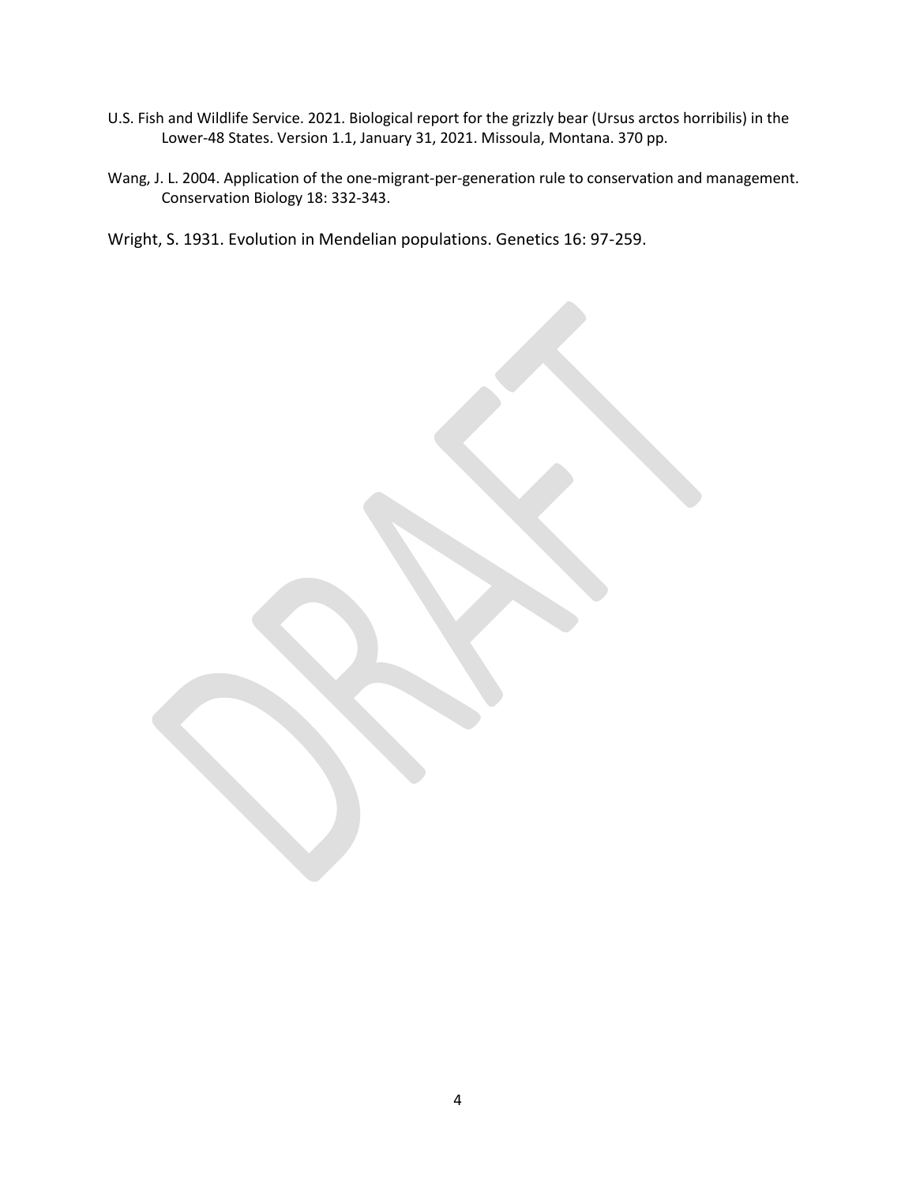U.S. Fish and Wildlife Service. 2021. Biological report for the grizzly bear (Ursus arctos horribilis) in the Lower-48 States. Version 1.1, January 31, 2021. Missoula, Montana. 370 pp.

Wang, J. L. 2004. Application of the one-migrant-per-generation rule to conservation and management. Conservation Biology 18: 332-343.

Wright, S. 1931. Evolution in Mendelian populations. Genetics 16: 97-259.